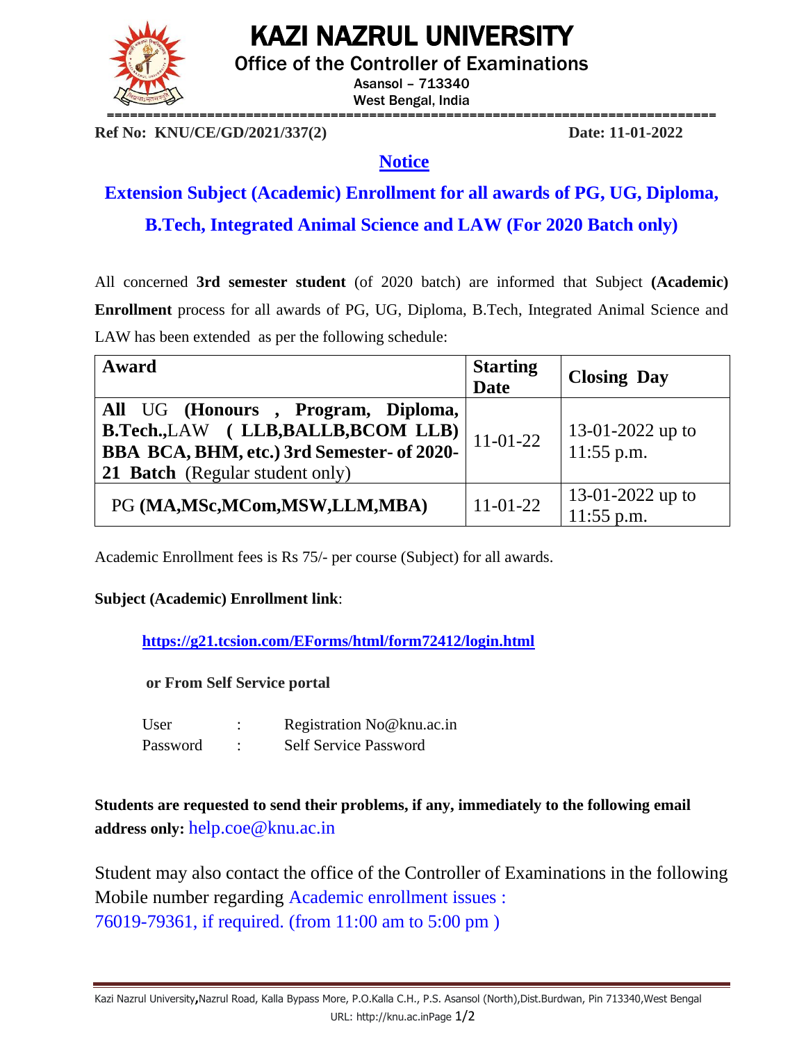# KAZI NAZRUL UNIVERSITY

## Office of the Controller of Examinations

Asansol – 713340

West Bengal, India

**Ref No: KNU/CE/GD/2021/337(2)** **Date: 11-01-2022**

## Notice

### Extension Subject (Academic) Enrollment for all awards of PG, UG, Diploma, B.Tech, Integrated Animal Science and LAW (For 2020 Batch only)

All concerned **3rd semester student** (of 2020 batch) are informed that Subject **(Academic) Enrollment** process for all awards of PG, UG, Diploma, B.Tech, Integrated Animal Science and LAW has been extended as per the following schedule:

| Award | Starting Date | Closing Day |
|---|---|---|
| **All** UG **(Honours , Program, Diploma, B.Tech.,**LAW **( LLB,BALLB,BCOM LLB) BBA BCA, BHM, etc.) 3rd Semester- of 2020-21 Batch** (Regular student only) | 11-01-22 | 13-01-2022 up to 11:55 p.m. |
| PG **(MA,MSc,MCom,MSW,LLM,MBA)** | 11-01-22 | 13-01-2022 up to 11:55 p.m. |

Academic Enrollment fees is Rs 75/- per course (Subject) for all awards.

**Subject (Academic) Enrollment link**:

**https://g21.tcsion.com/EForms/html/form72412/login.html**

**or From Self Service portal**

User : Registration No@knu.ac.in

Password : Self Service Password

**Students are requested to send their problems, if any, immediately to the following email address only:** help.coe@knu.ac.in

Student may also contact the office of the Controller of Examinations in the following Mobile number regarding Academic enrollment issues : 76019-79361, if required. (from 11:00 am to 5:00 pm )

Kazi Nazrul University,Nazrul Road, Kalla Bypass More, P.O.Kalla C.H., P.S. Asansol (North),Dist.Burdwan, Pin 713340,West Bengal

URL: http://knu.ac.in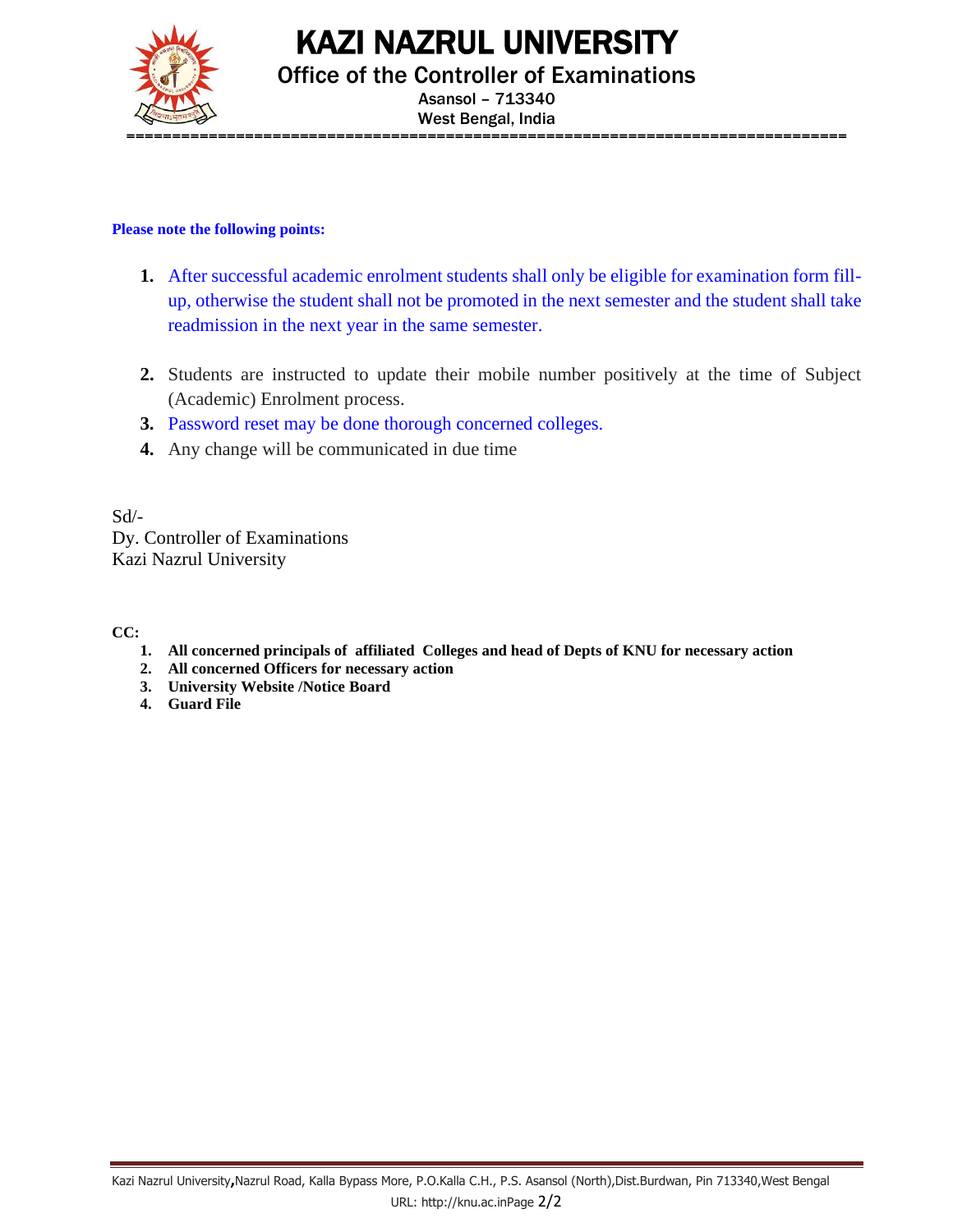# KAZI NAZRUL UNIVERSITY

## Office of the Controller of Examinations

Asansol – 713340
West Bengal, India

**Please note the following points:**

1. After successful academic enrolment students shall only be eligible for examination form fill-up, otherwise the student shall not be promoted in the next semester and the student shall take readmission in the next year in the same semester.

2. Students are instructed to update their mobile number positively at the time of Subject (Academic) Enrolment process.
3. Password reset may be done thorough concerned colleges.
4. Any change will be communicated in due time

Sd/-
Dy. Controller of Examinations
Kazi Nazrul University

**CC:**

1. **All concerned principals of affiliated Colleges and head of Depts of KNU for necessary action**
2. **All concerned Officers for necessary action**
3. **University Website /Notice Board**
4. **Guard File**

Kazi Nazrul University, Nazrul Road, Kalla Bypass More, P.O.Kalla C.H., P.S. Asansol (North), Dist.Burdwan, Pin 713340, West Bengal
URL: http://knu.ac.in